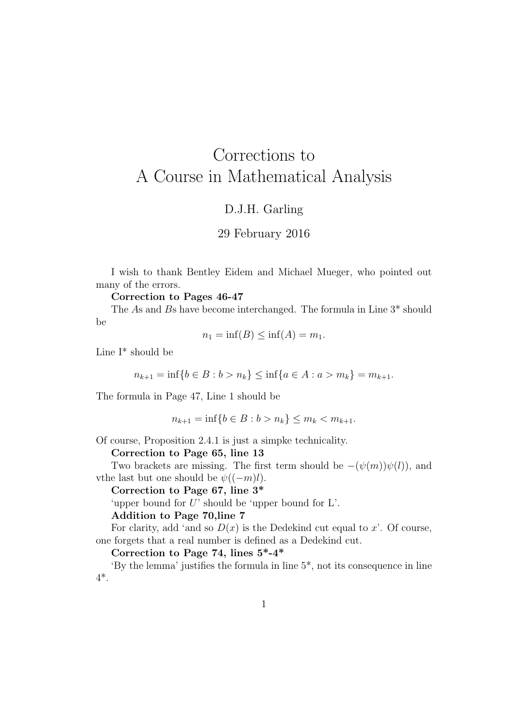# Corrections to A Course in Mathematical Analysis

D.J.H. Garling

29 February 2016

I wish to thank Bentley Eidem and Michael Mueger, who pointed out many of the errors.

**Correction to Pages 46-47**

The $A$s and $B$s have become interchanged. The formula in Line 3* should be

$$n_1 = \inf(B) \leq \inf(A) = m_1.$$

Line I* should be

$$n_{k+1} = \inf\{b \in B : b > n_k\} \leq \inf\{a \in A : a > m_k\} = m_{k+1}.$$

The formula in Page 47, Line 1 should be

$$n_{k+1} = \inf\{b \in B : b > n_k\} \leq m_k < m_{k+1}.$$

Of course, Proposition 2.4.1 is just a simpke technicality.

**Correction to Page 65, line 13**

Two brackets are missing. The first term should be $-(\psi(m))\psi(l))$, and vthe last but one should be $\psi((-m)l)$.

**Correction to Page 67, line 3***

'upper bound for $U$' should be 'upper bound for L'.

**Addition to Page 70,line 7**

For clarity, add 'and so $D(x)$ is the Dedekind cut equal to $x$'. Of course, one forgets that a real number is defined as a Dedekind cut.

**Correction to Page 74, lines 5*-4***

'By the lemma' justifies the formula in line 5*, not its consequence in line 4*.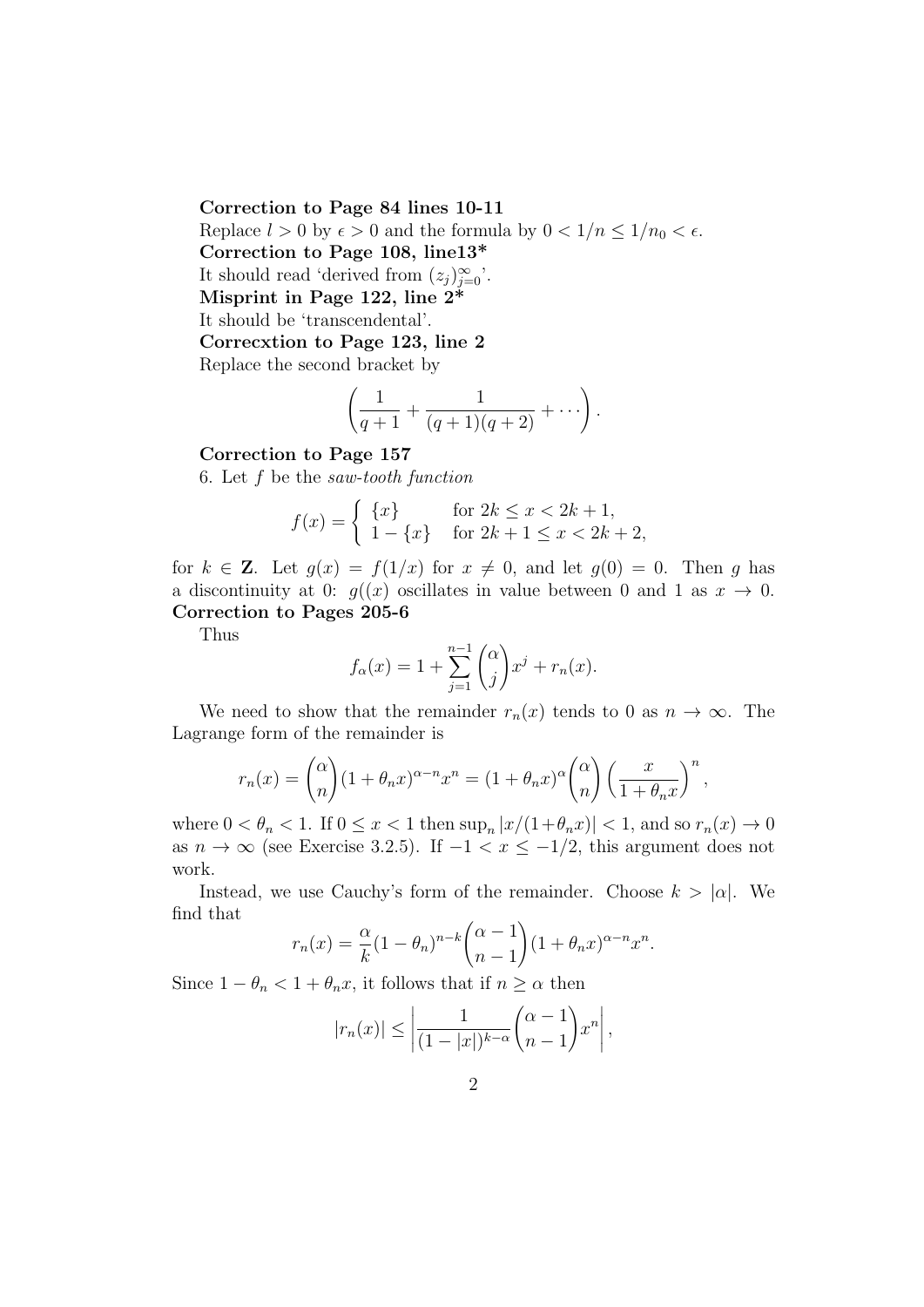**Correction to Page 84 lines 10-11**

Replace $l > 0$ by $\epsilon > 0$ and the formula by $0 < 1/n \leq 1/n_0 < \epsilon$.

**Correction to Page 108, line13***

It should read 'derived from $(z_j)_{j=0}^{\infty}$'.

**Misprint in Page 122, line 2***

It should be 'transcendental'.

**Correcxtion to Page 123, line 2**

Replace the second bracket by

$$\left(\frac{1}{q+1} + \frac{1}{(q+1)(q+2)} + \cdots\right).$$

**Correction to Page 157**

6. Let $f$ be the *saw-tooth function*

$$f(x) = \begin{cases} \{x\} & \text{for } 2k \leq x < 2k+1, \\ 1 - \{x\} & \text{for } 2k+1 \leq x < 2k+2, \end{cases}$$

for $k \in \mathbf{Z}$. Let $g(x) = f(1/x)$ for $x \neq 0$, and let $g(0) = 0$. Then $g$ has a discontinuity at 0: $g((x)$ oscillates in value between 0 and 1 as $x \to 0$.

**Correction to Pages 205-6**

Thus

$$f_\alpha(x) = 1 + \sum_{j=1}^{n-1} \binom{\alpha}{j} x^j + r_n(x).$$

We need to show that the remainder $r_n(x)$ tends to 0 as $n \to \infty$. The Lagrange form of the remainder is

$$r_n(x) = \binom{\alpha}{n} (1 + \theta_n x)^{\alpha - n} x^n = (1 + \theta_n x)^\alpha \binom{\alpha}{n} \left(\frac{x}{1 + \theta_n x}\right)^n,$$

where $0 < \theta_n < 1$. If $0 \leq x < 1$ then $\sup_n |x/(1+\theta_n x)| < 1$, and so $r_n(x) \to 0$ as $n \to \infty$ (see Exercise 3.2.5). If $-1 < x \leq -1/2$, this argument does not work.

Instead, we use Cauchy's form of the remainder. Choose $k > |\alpha|$. We find that

$$r_n(x) = \frac{\alpha}{k}(1 - \theta_n)^{n-k} \binom{\alpha - 1}{n-1} (1 + \theta_n x)^{\alpha - n} x^n.$$

Since $1 - \theta_n < 1 + \theta_n x$, it follows that if $n \geq \alpha$ then

$$|r_n(x)| \leq \left| \frac{1}{(1 - |x|)^{k - \alpha}} \binom{\alpha - 1}{n - 1} x^n \right|,$$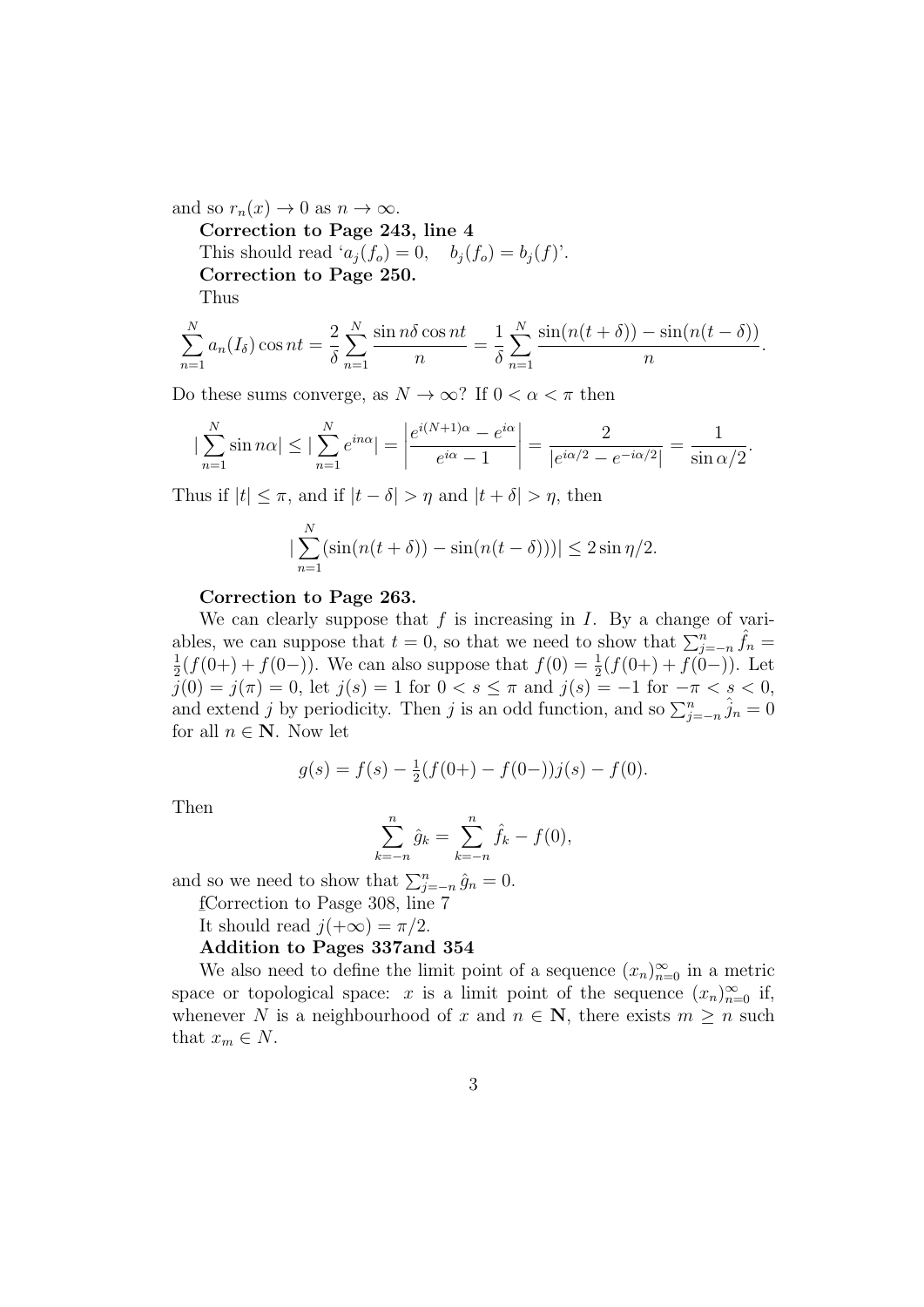and so $r_n(x) \to 0$ as $n \to \infty$.

**Correction to Page 243, line 4**

This should read '$a_j(f_o) = 0, \quad b_j(f_o) = b_j(f)$'.

**Correction to Page 250.**

Thus

$$\sum_{n=1}^{N} a_n(I_\delta)\cos nt = \frac{2}{\delta}\sum_{n=1}^{N}\frac{\sin n\delta \cos nt}{n} = \frac{1}{\delta}\sum_{n=1}^{N}\frac{\sin(n(t+\delta)) - \sin(n(t-\delta))}{n}.$$

Do these sums converge, as $N \to \infty$? If $0 < \alpha < \pi$ then

$$|\sum_{n=1}^{N}\sin n\alpha| \leq |\sum_{n=1}^{N} e^{in\alpha}| = \left|\frac{e^{i(N+1)\alpha} - e^{i\alpha}}{e^{i\alpha} - 1}\right| = \frac{2}{|e^{i\alpha/2} - e^{-i\alpha/2}|} = \frac{1}{\sin \alpha/2}.$$

Thus if $|t| \leq \pi$, and if $|t - \delta| > \eta$ and $|t + \delta| > \eta$, then

$$|\sum_{n=1}^{N}(\sin(n(t+\delta)) - \sin(n(t-\delta)))| \leq 2\sin \eta/2.$$

**Correction to Page 263.**

We can clearly suppose that $f$ is increasing in $I$. By a change of variables, we can suppose that $t = 0$, so that we need to show that $\sum_{j=-n}^{n}\hat{f}_n = \frac{1}{2}(f(0+) + f(0-))$. We can also suppose that $f(0) = \frac{1}{2}(f(0+) + f(0-))$. Let $j(0) = j(\pi) = 0$, let $j(s) = 1$ for $0 < s \leq \pi$ and $j(s) = -1$ for $-\pi < s < 0$, and extend $j$ by periodicity. Then $j$ is an odd function, and so $\sum_{j=-n}^{n}\hat{j}_n = 0$ for all $n \in \mathbf{N}$. Now let

$$g(s) = f(s) - \tfrac{1}{2}(f(0+) - f(0-))j(s) - f(0).$$

Then

$$\sum_{k=-n}^{n}\hat{g}_k = \sum_{k=-n}^{n}\hat{f}_k - f(0),$$

and so we need to show that $\sum_{j=-n}^{n}\hat{g}_n = 0$.

fCorrection to Pasge 308, line 7

It should read $j(+\infty) = \pi/2$.

**Addition to Pages 337and 354**

We also need to define the limit point of a sequence $(x_n)_{n=0}^{\infty}$ in a metric space or topological space: $x$ is a limit point of the sequence $(x_n)_{n=0}^{\infty}$ if, whenever $N$ is a neighbourhood of $x$ and $n \in \mathbf{N}$, there exists $m \geq n$ such that $x_m \in N$.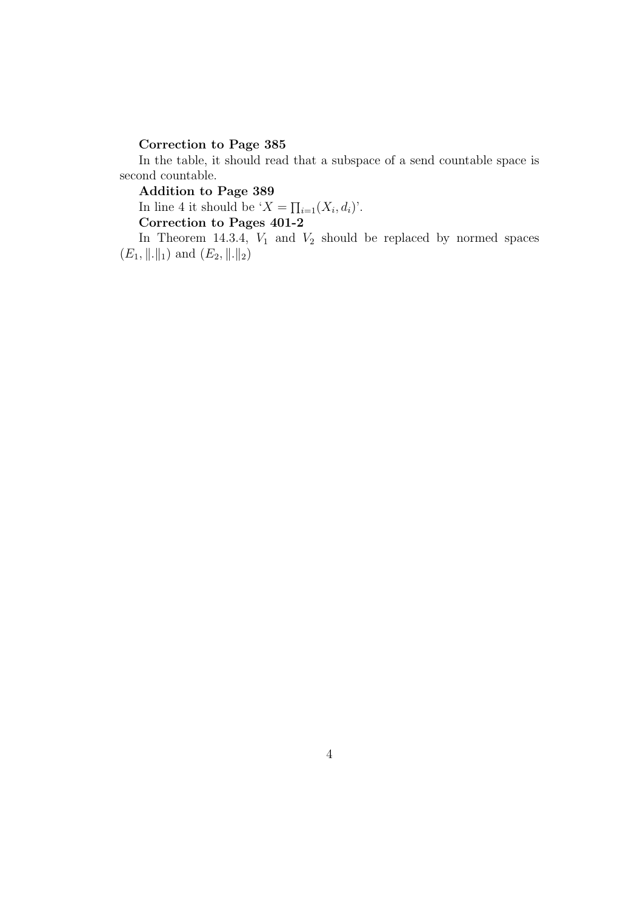**Correction to Page 385**

In the table, it should read that a subspace of a send countable space is second countable.

**Addition to Page 389**

In line 4 it should be '$X = \prod_{i=1}(X_i, d_i)$'.

**Correction to Pages 401-2**

In Theorem 14.3.4, $V_1$ and $V_2$ should be replaced by normed spaces $(E_1, \|.\|_1)$ and $(E_2, \|.\|_2)$